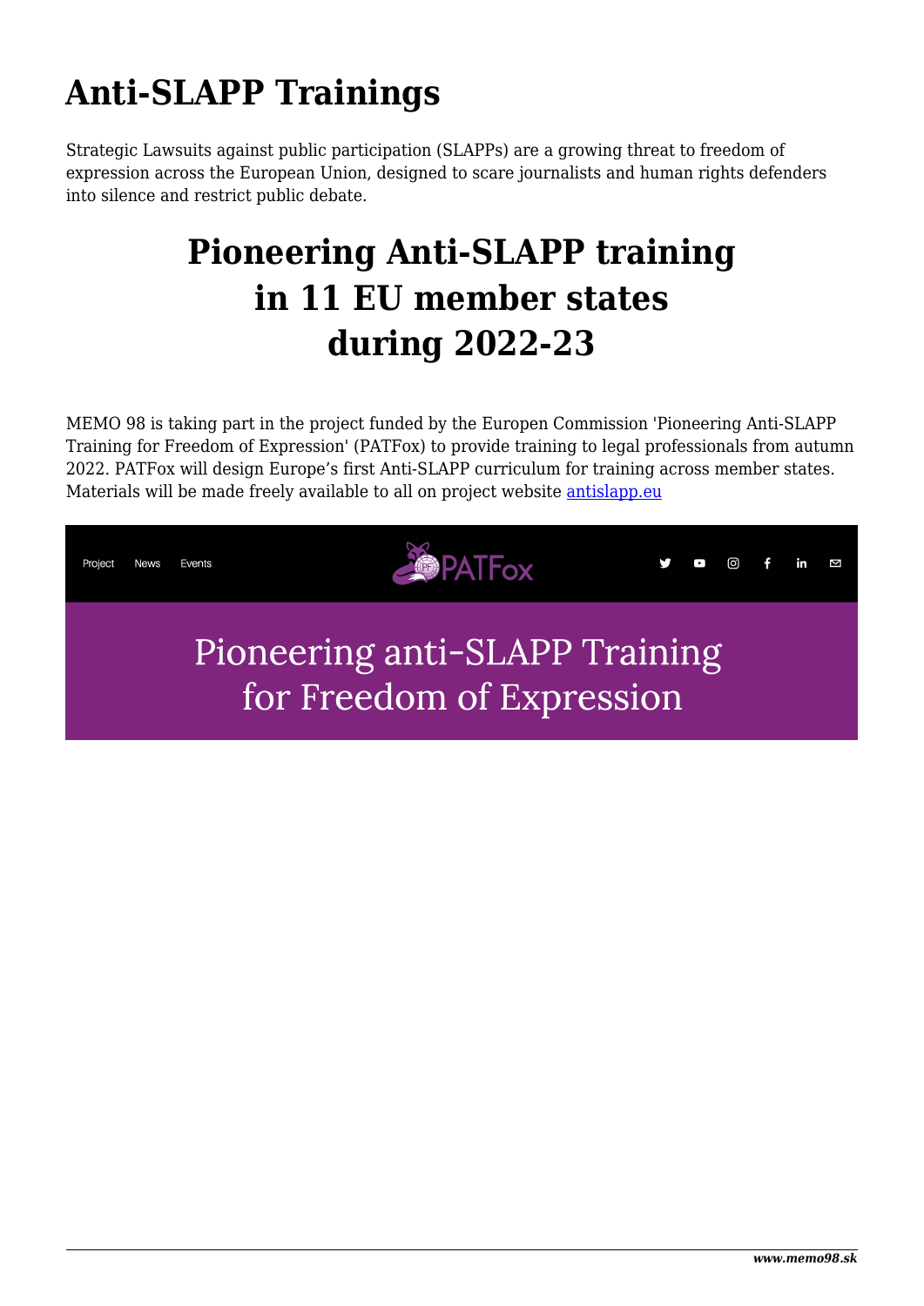# Anti-SLAPP Trainings

Strategic Lawsuits against public participation (SLAPPs) are a growing threat to freedom of expression across the European Union, designed to scare journalists and human rights defenders into silence and restrict public debate.

## Pioneering Anti-SLAPP training in 11 EU member states during 2022-23

MEMO 98 is taking part in the project funded by the Europen Commission 'Pioneering Anti-SLAPP Training for Freedom of Expression' (PATFox) to provide training to legal professionals from autumn 2022. PATFox will design Europe's first Anti-SLAPP curriculum for training across member states. Materials will be made freely available to all on project website [antislapp.eu](antislapp.eu)

Project News Events

PATFox

Pioneering anti-SLAPP Training for Freedom of Expression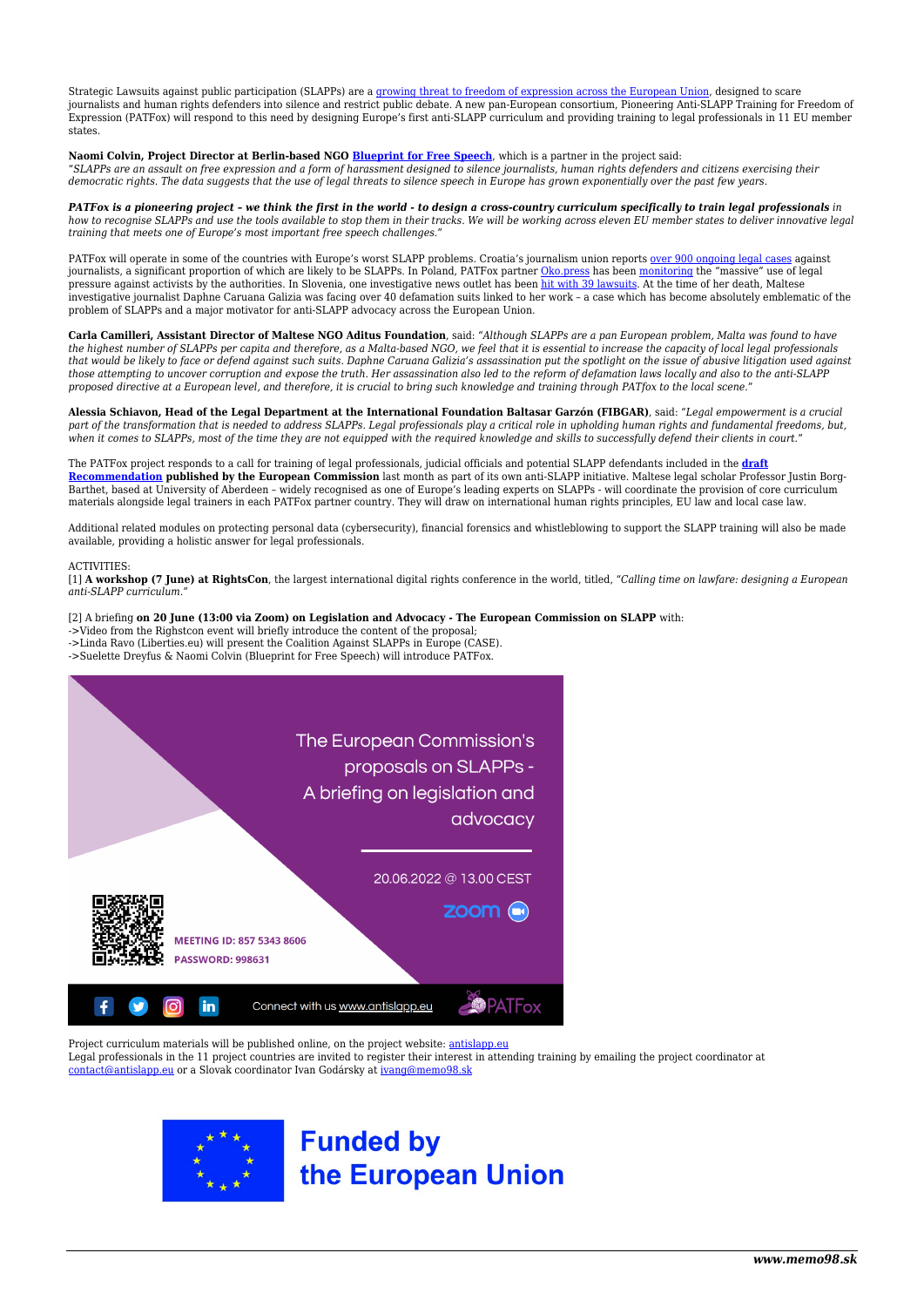Strategic Lawsuits against public participation (SLAPPs) are a growing threat to freedom of expression across the European Union, designed to scare journalists and human rights defenders into silence and restrict public debate. A new pan-European consortium, Pioneering Anti-SLAPP Training for Freedom of Expression (PATFox) will respond to this need by designing Europe's first anti-SLAPP curriculum and providing training to legal professionals in 11 EU member states.

**Naomi Colvin, Project Director at Berlin-based NGO Blueprint for Free Speech**, which is a partner in the project said:
*"SLAPPs are an assault on free expression and a form of harassment designed to silence journalists, human rights defenders and citizens exercising their democratic rights. The data suggests that the use of legal threats to silence speech in Europe has grown exponentially over the past few years.*

***PATFox is a pioneering project – we think the first in the world - to design a cross-country curriculum specifically to train legal professionals** in how to recognise SLAPPs and use the tools available to stop them in their tracks. We will be working across eleven EU member states to deliver innovative legal training that meets one of Europe's most important free speech challenges."*

PATFox will operate in some of the countries with Europe's worst SLAPP problems. Croatia's journalism union reports over 900 ongoing legal cases against journalists, a significant proportion of which are likely to be SLAPPs. In Poland, PATFox partner Oko.press has been monitoring the "massive" use of legal pressure against activists by the authorities. In Slovenia, one investigative news outlet has been hit with 39 lawsuits. At the time of her death, Maltese investigative journalist Daphne Caruana Galizia was facing over 40 defamation suits linked to her work – a case which has become absolutely emblematic of the problem of SLAPPs and a major motivator for anti-SLAPP advocacy across the European Union.

**Carla Camilleri, Assistant Director of Maltese NGO Aditus Foundation**, said: *"Although SLAPPs are a pan European problem, Malta was found to have the highest number of SLAPPs per capita and therefore, as a Malta-based NGO, we feel that it is essential to increase the capacity of local legal professionals that would be likely to face or defend against such suits. Daphne Caruana Galizia's assassination put the spotlight on the issue of abusive litigation used against those attempting to uncover corruption and expose the truth. Her assassination also led to the reform of defamation laws locally and also to the anti-SLAPP proposed directive at a European level, and therefore, it is crucial to bring such knowledge and training through PATfox to the local scene."*

**Alessia Schiavon, Head of the Legal Department at the International Foundation Baltasar Garzón (FIBGAR)**, said: *"Legal empowerment is a crucial part of the transformation that is needed to address SLAPPs. Legal professionals play a critical role in upholding human rights and fundamental freedoms, but, when it comes to SLAPPs, most of the time they are not equipped with the required knowledge and skills to successfully defend their clients in court."*

The PATFox project responds to a call for training of legal professionals, judicial officials and potential SLAPP defendants included in the **draft Recommendation published by the European Commission** last month as part of its own anti-SLAPP initiative. Maltese legal scholar Professor Justin Borg-Barthet, based at University of Aberdeen – widely recognised as one of Europe's leading experts on SLAPPs - will coordinate the provision of core curriculum materials alongside legal trainers in each PATFox partner country. They will draw on international human rights principles, EU law and local case law.

Additional related modules on protecting personal data (cybersecurity), financial forensics and whistleblowing to support the SLAPP training will also be made available, providing a holistic answer for legal professionals.

ACTIVITIES:
[1] **A workshop (7 June) at RightsCon**, the largest international digital rights conference in the world, titled, *"Calling time on lawfare: designing a European anti-SLAPP curriculum."*

[2] A briefing **on 20 June (13:00 via Zoom) on Legislation and Advocacy - The European Commission on SLAPP** with:
->Video from the Righstcon event will briefly introduce the content of the proposal;
->Linda Ravo (Liberties.eu) will present the Coalition Against SLAPPs in Europe (CASE).
->Suelette Dreyfus & Naomi Colvin (Blueprint for Free Speech) will introduce PATFox.

The European Commission's proposals on SLAPPs - A briefing on legislation and advocacy

20.06.2022 @ 13.00 CEST

zoom

MEETING ID: 857 5343 8606
PASSWORD: 998631

Connect with us www.antislapp.eu

PATFox

Project curriculum materials will be published online, on the project website: antislapp.eu
Legal professionals in the 11 project countries are invited to register their interest in attending training by emailing the project coordinator at contact@antislapp.eu or a Slovak coordinator Ivan Godársky at ivang@memo98.sk

Funded by the European Union